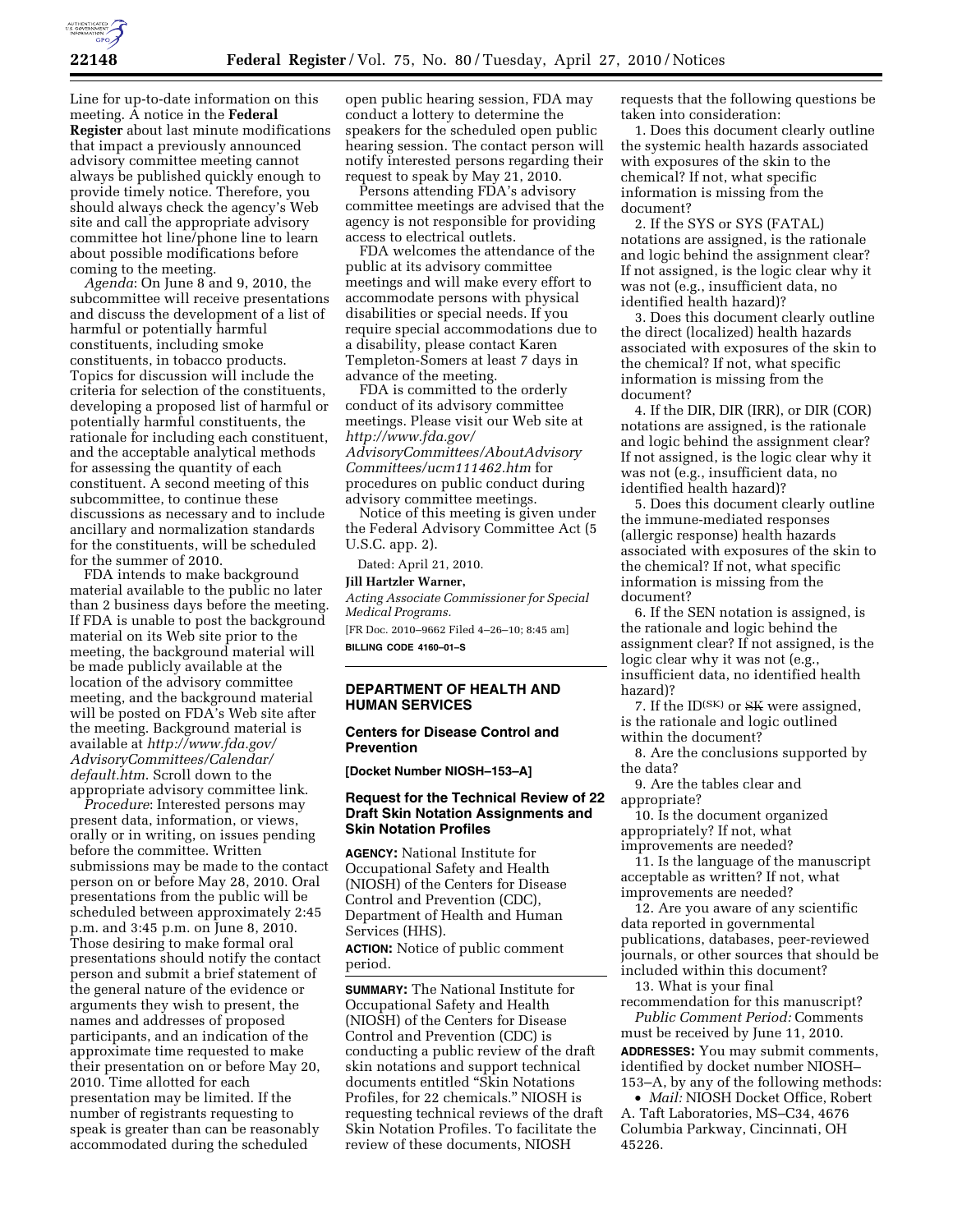Line for up-to-date information on this meeting. A notice in the **Federal Register** about last minute modifications that impact a previously announced advisory committee meeting cannot always be published quickly enough to provide timely notice. Therefore, you should always check the agency's Web site and call the appropriate advisory committee hot line/phone line to learn about possible modifications before coming to the meeting.

*Agenda*: On June 8 and 9, 2010, the subcommittee will receive presentations and discuss the development of a list of harmful or potentially harmful constituents, including smoke constituents, in tobacco products. Topics for discussion will include the criteria for selection of the constituents, developing a proposed list of harmful or potentially harmful constituents, the rationale for including each constituent, and the acceptable analytical methods for assessing the quantity of each constituent. A second meeting of this subcommittee, to continue these discussions as necessary and to include ancillary and normalization standards for the constituents, will be scheduled for the summer of 2010.

FDA intends to make background material available to the public no later than 2 business days before the meeting. If FDA is unable to post the background material on its Web site prior to the meeting, the background material will be made publicly available at the location of the advisory committee meeting, and the background material will be posted on FDA's Web site after the meeting. Background material is available at *http://www.fda.gov/AdvisoryCommittees/Calendar/default.htm*. Scroll down to the appropriate advisory committee link.

*Procedure*: Interested persons may present data, information, or views, orally or in writing, on issues pending before the committee. Written submissions may be made to the contact person on or before May 28, 2010. Oral presentations from the public will be scheduled between approximately 2:45 p.m. and 3:45 p.m. on June 8, 2010. Those desiring to make formal oral presentations should notify the contact person and submit a brief statement of the general nature of the evidence or arguments they wish to present, the names and addresses of proposed participants, and an indication of the approximate time requested to make their presentation on or before May 20, 2010. Time allotted for each presentation may be limited. If the number of registrants requesting to speak is greater than can be reasonably accommodated during the scheduled open public hearing session, FDA may conduct a lottery to determine the speakers for the scheduled open public hearing session. The contact person will notify interested persons regarding their request to speak by May 21, 2010.

Persons attending FDA's advisory committee meetings are advised that the agency is not responsible for providing access to electrical outlets.

FDA welcomes the attendance of the public at its advisory committee meetings and will make every effort to accommodate persons with physical disabilities or special needs. If you require special accommodations due to a disability, please contact Karen Templeton-Somers at least 7 days in advance of the meeting.

FDA is committed to the orderly conduct of its advisory committee meetings. Please visit our Web site at *http://www.fda.gov/AdvisoryCommittees/AboutAdvisoryCommittees/ucm111462.htm* for procedures on public conduct during advisory committee meetings.

Notice of this meeting is given under the Federal Advisory Committee Act (5 U.S.C. app. 2).

Dated: April 21, 2010.

**Jill Hartzler Warner,**

*Acting Associate Commissioner for Special Medical Programs.*

[FR Doc. 2010–9662 Filed 4–26–10; 8:45 am]

**BILLING CODE 4160–01–S**

## DEPARTMENT OF HEALTH AND HUMAN SERVICES

### Centers for Disease Control and Prevention

**[Docket Number NIOSH–153–A]**

### Request for the Technical Review of 22 Draft Skin Notation Assignments and Skin Notation Profiles

**AGENCY:** National Institute for Occupational Safety and Health (NIOSH) of the Centers for Disease Control and Prevention (CDC), Department of Health and Human Services (HHS).

**ACTION:** Notice of public comment period.

**SUMMARY:** The National Institute for Occupational Safety and Health (NIOSH) of the Centers for Disease Control and Prevention (CDC) is conducting a public review of the draft skin notations and support technical documents entitled "Skin Notations Profiles, for 22 chemicals." NIOSH is requesting technical reviews of the draft Skin Notation Profiles. To facilitate the review of these documents, NIOSH requests that the following questions be taken into consideration:

1. Does this document clearly outline the systemic health hazards associated with exposures of the skin to the chemical? If not, what specific information is missing from the document?

2. If the SYS or SYS (FATAL) notations are assigned, is the rationale and logic behind the assignment clear? If not assigned, is the logic clear why it was not (e.g., insufficient data, no identified health hazard)?

3. Does this document clearly outline the direct (localized) health hazards associated with exposures of the skin to the chemical? If not, what specific information is missing from the document?

4. If the DIR, DIR (IRR), or DIR (COR) notations are assigned, is the rationale and logic behind the assignment clear? If not assigned, is the logic clear why it was not (e.g., insufficient data, no identified health hazard)?

5. Does this document clearly outline the immune-mediated responses (allergic response) health hazards associated with exposures of the skin to the chemical? If not, what specific information is missing from the document?

6. If the SEN notation is assigned, is the rationale and logic behind the assignment clear? If not assigned, is the logic clear why it was not (e.g., insufficient data, no identified health hazard)?

7. If the ID(SK) or ~~SK~~ were assigned, is the rationale and logic outlined within the document?

8. Are the conclusions supported by the data?

9. Are the tables clear and appropriate?

10. Is the document organized appropriately? If not, what improvements are needed?

11. Is the language of the manuscript acceptable as written? If not, what improvements are needed?

12. Are you aware of any scientific data reported in governmental publications, databases, peer-reviewed journals, or other sources that should be included within this document?

13. What is your final recommendation for this manuscript?

*Public Comment Period:* Comments must be received by June 11, 2010.

**ADDRESSES:** You may submit comments, identified by docket number NIOSH–153–A, by any of the following methods:

- *Mail:* NIOSH Docket Office, Robert A. Taft Laboratories, MS–C34, 4676 Columbia Parkway, Cincinnati, OH 45226.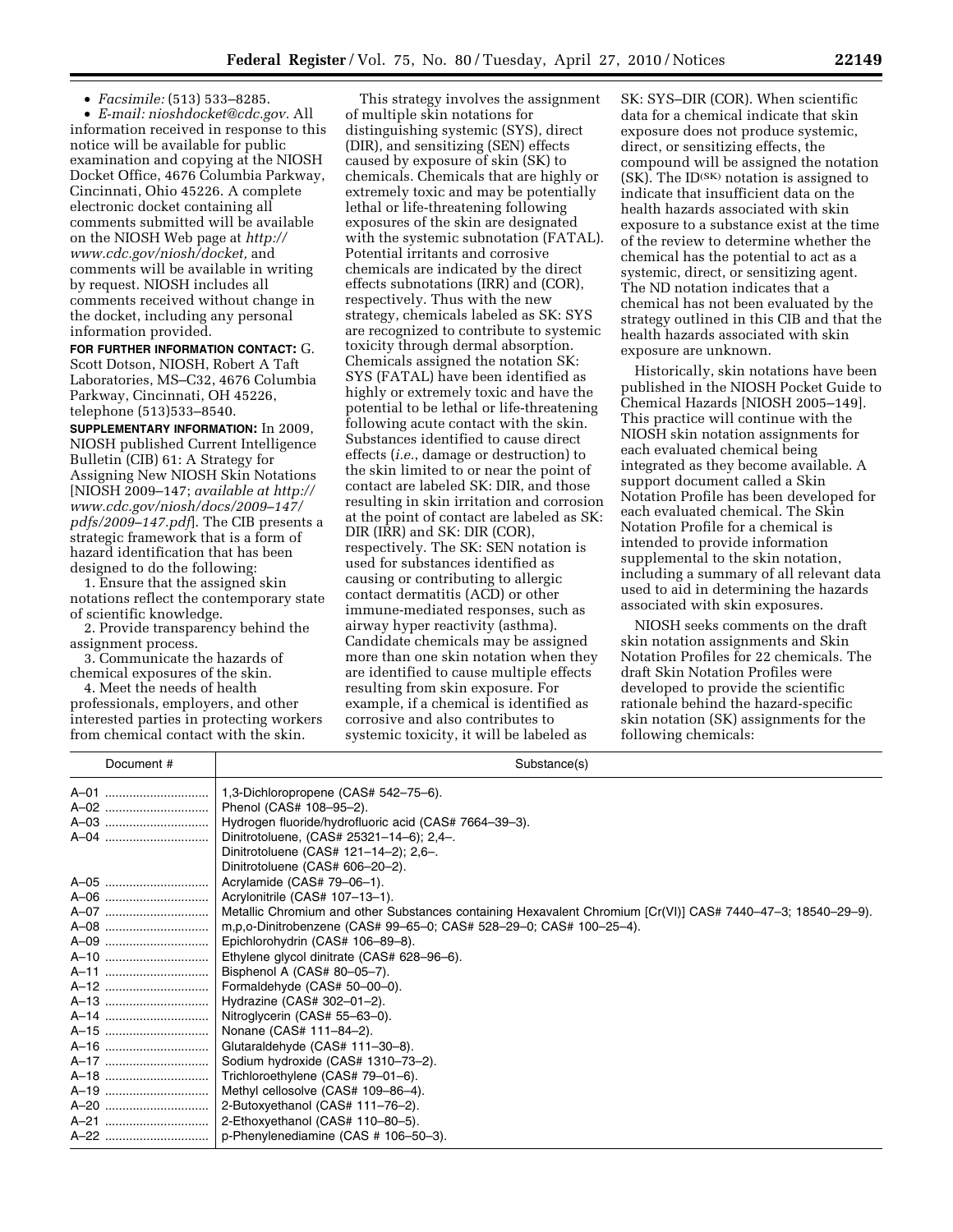• *Facsimile:* (513) 533–8285.

• *E-mail: nioshdocket@cdc.gov.* All information received in response to this notice will be available for public examination and copying at the NIOSH Docket Office, 4676 Columbia Parkway, Cincinnati, Ohio 45226. A complete electronic docket containing all comments submitted will be available on the NIOSH Web page at *http://www.cdc.gov/niosh/docket,* and comments will be available in writing by request. NIOSH includes all comments received without change in the docket, including any personal information provided.

**FOR FURTHER INFORMATION CONTACT:** G. Scott Dotson, NIOSH, Robert A Taft Laboratories, MS–C32, 4676 Columbia Parkway, Cincinnati, OH 45226, telephone (513)533–8540.

**SUPPLEMENTARY INFORMATION:** In 2009, NIOSH published Current Intelligence Bulletin (CIB) 61: A Strategy for Assigning New NIOSH Skin Notations [NIOSH 2009–147; *available at http://www.cdc.gov/niosh/docs/2009–147/pdfs/2009–147.pdf*]. The CIB presents a strategic framework that is a form of hazard identification that has been designed to do the following:

1. Ensure that the assigned skin notations reflect the contemporary state of scientific knowledge.
2. Provide transparency behind the assignment process.
3. Communicate the hazards of chemical exposures of the skin.
4. Meet the needs of health professionals, employers, and other interested parties in protecting workers from chemical contact with the skin.

This strategy involves the assignment of multiple skin notations for distinguishing systemic (SYS), direct (DIR), and sensitizing (SEN) effects caused by exposure of skin (SK) to chemicals. Chemicals that are highly or extremely toxic and may be potentially lethal or life-threatening following exposures of the skin are designated with the systemic subnotation (FATAL). Potential irritants and corrosive chemicals are indicated by the direct effects subnotations (IRR) and (COR), respectively. Thus with the new strategy, chemicals labeled as SK: SYS are recognized to contribute to systemic toxicity through dermal absorption. Chemicals assigned the notation SK: SYS (FATAL) have been identified as highly or extremely toxic and have the potential to be lethal or life-threatening following acute contact with the skin. Substances identified to cause direct effects (*i.e.*, damage or destruction) to the skin limited to or near the point of contact are labeled SK: DIR, and those resulting in skin irritation and corrosion at the point of contact are labeled as SK: DIR (IRR) and SK: DIR (COR), respectively. The SK: SEN notation is used for substances identified as causing or contributing to allergic contact dermatitis (ACD) or other immune-mediated responses, such as airway hyper reactivity (asthma). Candidate chemicals may be assigned more than one skin notation when they are identified to cause multiple effects resulting from skin exposure. For example, if a chemical is identified as corrosive and also contributes to systemic toxicity, it will be labeled as SK: SYS–DIR (COR). When scientific data for a chemical indicate that skin exposure does not produce systemic, direct, or sensitizing effects, the compound will be assigned the notation (SK). The ID(SK) notation is assigned to indicate that insufficient data on the health hazards associated with skin exposure to a substance exist at the time of the review to determine whether the chemical has the potential to act as a systemic, direct, or sensitizing agent. The ND notation indicates that a chemical has not been evaluated by the strategy outlined in this CIB and that the health hazards associated with skin exposure are unknown.

Historically, skin notations have been published in the NIOSH Pocket Guide to Chemical Hazards [NIOSH 2005–149]. This practice will continue with the NIOSH skin notation assignments for each evaluated chemical being integrated as they become available. A support document called a Skin Notation Profile has been developed for each evaluated chemical. The Skin Notation Profile for a chemical is intended to provide information supplemental to the skin notation, including a summary of all relevant data used to aid in determining the hazards associated with skin exposures.

NIOSH seeks comments on the draft skin notation assignments and Skin Notation Profiles for 22 chemicals. The draft Skin Notation Profiles were developed to provide the scientific rationale behind the hazard-specific skin notation (SK) assignments for the following chemicals:

| Document # | Substance(s) |
|---|---|
| A–01 | 1,3-Dichloropropene (CAS# 542–75–6). |
| A–02 | Phenol (CAS# 108–95–2). |
| A–03 | Hydrogen fluoride/hydrofluoric acid (CAS# 7664–39–3). |
| A–04 | Dinitrotoluene, (CAS# 25321–14–6); 2,4–. |
| | Dinitrotoluene (CAS# 121–14–2); 2,6–. |
| | Dinitrotoluene (CAS# 606–20–2). |
| A–05 | Acrylamide (CAS# 79–06–1). |
| A–06 | Acrylonitrile (CAS# 107–13–1). |
| A–07 | Metallic Chromium and other Substances containing Hexavalent Chromium [Cr(VI)] CAS# 7440–47–3; 18540–29–9). |
| A–08 | m,p,o-Dinitrobenzene (CAS# 99–65–0; CAS# 528–29–0; CAS# 100–25–4). |
| A–09 | Epichlorohydrin (CAS# 106–89–8). |
| A–10 | Ethylene glycol dinitrate (CAS# 628–96–6). |
| A–11 | Bisphenol A (CAS# 80–05–7). |
| A–12 | Formaldehyde (CAS# 50–00–0). |
| A–13 | Hydrazine (CAS# 302–01–2). |
| A–14 | Nitroglycerin (CAS# 55–63–0). |
| A–15 | Nonane (CAS# 111–84–2). |
| A–16 | Glutaraldehyde (CAS# 111–30–8). |
| A–17 | Sodium hydroxide (CAS# 1310–73–2). |
| A–18 | Trichloroethylene (CAS# 79–01–6). |
| A–19 | Methyl cellosolve (CAS# 109–86–4). |
| A–20 | 2-Butoxyethanol (CAS# 111–76–2). |
| A–21 | 2-Ethoxyethanol (CAS# 110–80–5). |
| A–22 | p-Phenylenediamine (CAS # 106–50–3). |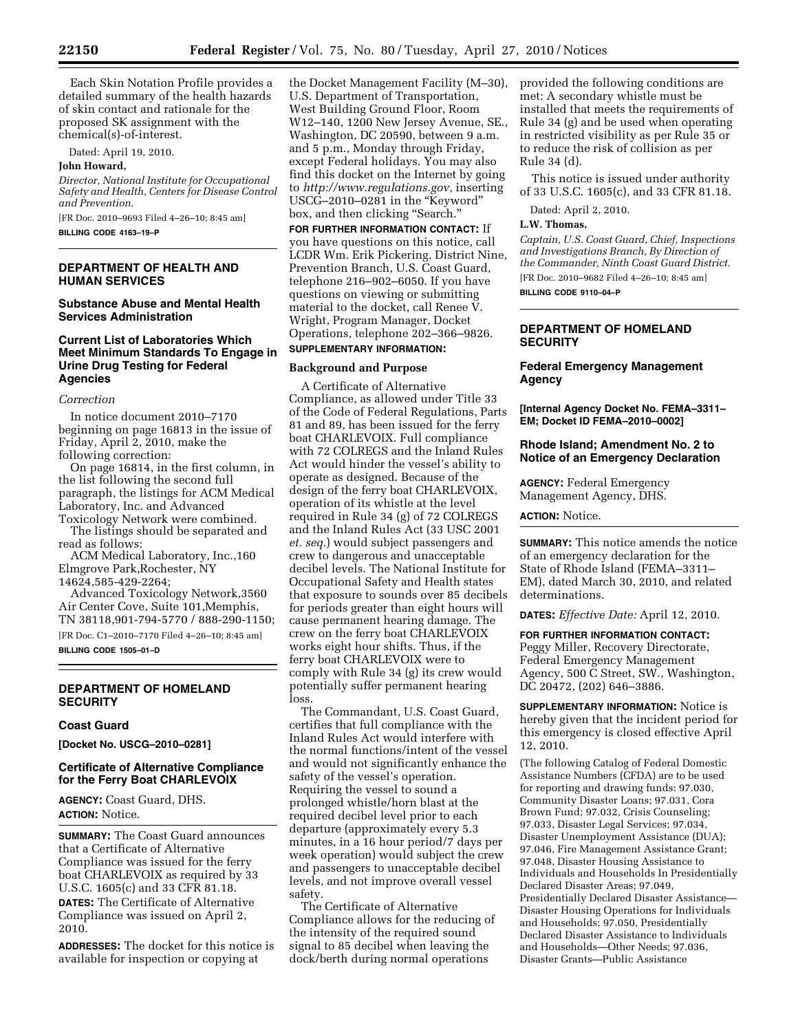Each Skin Notation Profile provides a detailed summary of the health hazards of skin contact and rationale for the proposed SK assignment with the chemical(s)-of-interest.

Dated: April 19, 2010.

**John Howard,**

*Director, National Institute for Occupational Safety and Health, Centers for Disease Control and Prevention.*

[FR Doc. 2010–9693 Filed 4–26–10; 8:45 am]

**BILLING CODE 4163–19–P**

## DEPARTMENT OF HEALTH AND HUMAN SERVICES

### Substance Abuse and Mental Health Services Administration

### Current List of Laboratories Which Meet Minimum Standards To Engage in Urine Drug Testing for Federal Agencies

*Correction*

In notice document 2010–7170 beginning on page 16813 in the issue of Friday, April 2, 2010, make the following correction:

On page 16814, in the first column, in the list following the second full paragraph, the listings for ACM Medical Laboratory, Inc. and Advanced Toxicology Network were combined.

The listings should be separated and read as follows:

ACM Medical Laboratory, Inc.,160 Elmgrove Park,Rochester, NY 14624,585-429-2264;

Advanced Toxicology Network,3560 Air Center Cove, Suite 101,Memphis, TN 38118,901-794-5770 / 888-290-1150;

[FR Doc. C1–2010–7170 Filed 4–26–10; 8:45 am]

**BILLING CODE 1505–01–D**

## DEPARTMENT OF HOMELAND SECURITY

### Coast Guard

**[Docket No. USCG–2010–0281]**

### Certificate of Alternative Compliance for the Ferry Boat CHARLEVOIX

**AGENCY:** Coast Guard, DHS.

**ACTION:** Notice.

**SUMMARY:** The Coast Guard announces that a Certificate of Alternative Compliance was issued for the ferry boat CHARLEVOIX as required by 33 U.S.C. 1605(c) and 33 CFR 81.18.

**DATES:** The Certificate of Alternative Compliance was issued on April 2, 2010.

**ADDRESSES:** The docket for this notice is available for inspection or copying at the Docket Management Facility (M–30), U.S. Department of Transportation, West Building Ground Floor, Room W12–140, 1200 New Jersey Avenue, SE., Washington, DC 20590, between 9 a.m. and 5 p.m., Monday through Friday, except Federal holidays. You may also find this docket on the Internet by going to *http://www.regulations.gov,* inserting USCG–2010–0281 in the "Keyword" box, and then clicking "Search."

**FOR FURTHER INFORMATION CONTACT:** If you have questions on this notice, call LCDR Wm. Erik Pickering, District Nine, Prevention Branch, U.S. Coast Guard, telephone 216–902–6050. If you have questions on viewing or submitting material to the docket, call Renee V. Wright, Program Manager, Docket Operations, telephone 202–366–9826.

**SUPPLEMENTARY INFORMATION:**

**Background and Purpose**

A Certificate of Alternative Compliance, as allowed under Title 33 of the Code of Federal Regulations, Parts 81 and 89, has been issued for the ferry boat CHARLEVOIX. Full compliance with 72 COLREGS and the Inland Rules Act would hinder the vessel's ability to operate as designed. Because of the design of the ferry boat CHARLEVOIX, operation of its whistle at the level required in Rule 34 (g) of 72 COLREGS and the Inland Rules Act (33 USC 2001 *et. seq.*) would subject passengers and crew to dangerous and unacceptable decibel levels. The National Institute for Occupational Safety and Health states that exposure to sounds over 85 decibels for periods greater than eight hours will cause permanent hearing damage. The crew on the ferry boat CHARLEVOIX works eight hour shifts. Thus, if the ferry boat CHARLEVOIX were to comply with Rule 34 (g) its crew would potentially suffer permanent hearing loss.

The Commandant, U.S. Coast Guard, certifies that full compliance with the Inland Rules Act would interfere with the normal functions/intent of the vessel and would not significantly enhance the safety of the vessel's operation. Requiring the vessel to sound a prolonged whistle/horn blast at the required decibel level prior to each departure (approximately every 5.3 minutes, in a 16 hour period/7 days per week operation) would subject the crew and passengers to unacceptable decibel levels, and not improve overall vessel safety.

The Certificate of Alternative Compliance allows for the reducing of the intensity of the required sound signal to 85 decibel when leaving the dock/berth during normal operations provided the following conditions are met: A secondary whistle must be installed that meets the requirements of Rule 34 (g) and be used when operating in restricted visibility as per Rule 35 or to reduce the risk of collision as per Rule 34 (d).

This notice is issued under authority of 33 U.S.C. 1605(c), and 33 CFR 81.18.

Dated: April 2, 2010.

**L.W. Thomas,**

*Captain, U.S. Coast Guard, Chief, Inspections and Investigations Branch, By Direction of the Commander, Ninth Coast Guard District.*

[FR Doc. 2010–9682 Filed 4–26–10; 8:45 am]

**BILLING CODE 9110–04–P**

## DEPARTMENT OF HOMELAND SECURITY

### Federal Emergency Management Agency

**[Internal Agency Docket No. FEMA–3311–EM; Docket ID FEMA–2010–0002]**

### Rhode Island; Amendment No. 2 to Notice of an Emergency Declaration

**AGENCY:** Federal Emergency Management Agency, DHS.

**ACTION:** Notice.

**SUMMARY:** This notice amends the notice of an emergency declaration for the State of Rhode Island (FEMA–3311–EM), dated March 30, 2010, and related determinations.

**DATES:** *Effective Date:* April 12, 2010.

**FOR FURTHER INFORMATION CONTACT:** Peggy Miller, Recovery Directorate, Federal Emergency Management Agency, 500 C Street, SW., Washington, DC 20472, (202) 646–3886.

**SUPPLEMENTARY INFORMATION:** Notice is hereby given that the incident period for this emergency is closed effective April 12, 2010.

(The following Catalog of Federal Domestic Assistance Numbers (CFDA) are to be used for reporting and drawing funds: 97.030, Community Disaster Loans; 97.031, Cora Brown Fund; 97.032, Crisis Counseling; 97.033, Disaster Legal Services; 97.034, Disaster Unemployment Assistance (DUA); 97.046, Fire Management Assistance Grant; 97.048, Disaster Housing Assistance to Individuals and Households In Presidentially Declared Disaster Areas; 97.049, Presidentially Declared Disaster Assistance—Disaster Housing Operations for Individuals and Households; 97.050, Presidentially Declared Disaster Assistance to Individuals and Households—Other Needs; 97.036, Disaster Grants—Public Assistance